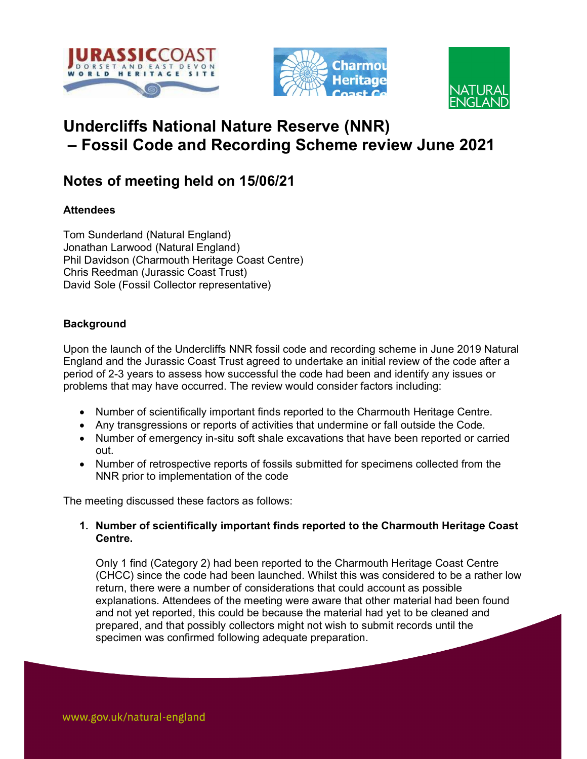# Undercliffs National Nature Reserve (NNR) – Fossil Code and Recording Scheme review June 2021

## Notes of meeting held on 15/06/21

**Attendees**

Tom Sunderland (Natural England)
Jonathan Larwood (Natural England)
Phil Davidson (Charmouth Heritage Coast Centre)
Chris Reedman (Jurassic Coast Trust)
David Sole (Fossil Collector representative)

**Background**

Upon the launch of the Undercliffs NNR fossil code and recording scheme in June 2019 Natural England and the Jurassic Coast Trust agreed to undertake an initial review of the code after a period of 2-3 years to assess how successful the code had been and identify any issues or problems that may have occurred. The review would consider factors including:

- Number of scientifically important finds reported to the Charmouth Heritage Centre.
- Any transgressions or reports of activities that undermine or fall outside the Code.
- Number of emergency in-situ soft shale excavations that have been reported or carried out.
- Number of retrospective reports of fossils submitted for specimens collected from the NNR prior to implementation of the code

The meeting discussed these factors as follows:

1. **Number of scientifically important finds reported to the Charmouth Heritage Coast Centre.**

   Only 1 find (Category 2) had been reported to the Charmouth Heritage Coast Centre (CHCC) since the code had been launched. Whilst this was considered to be a rather low return, there were a number of considerations that could account as possible explanations. Attendees of the meeting were aware that other material had been found and not yet reported, this could be because the material had yet to be cleaned and prepared, and that possibly collectors might not wish to submit records until the specimen was confirmed following adequate preparation.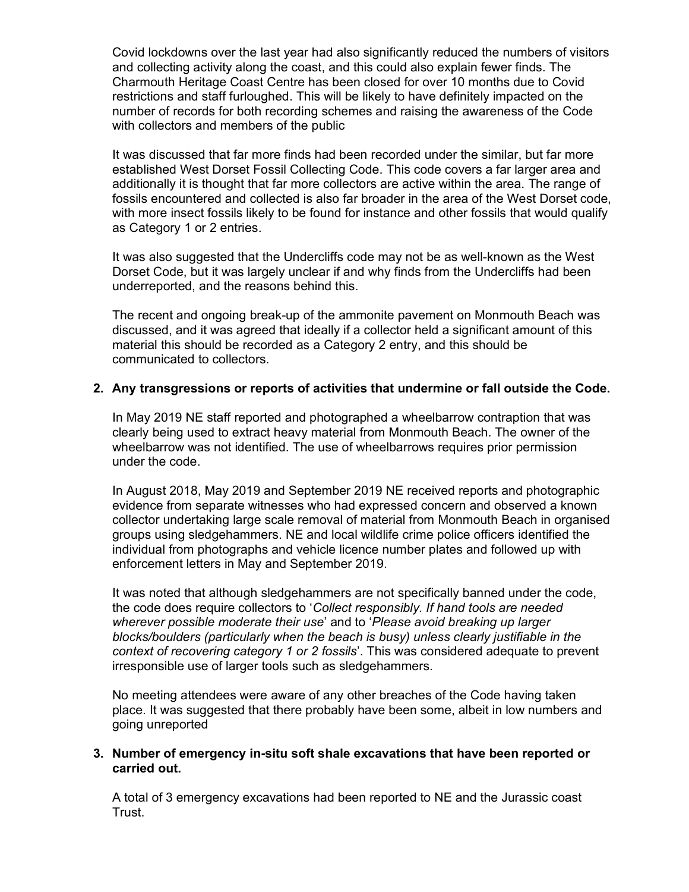Covid lockdowns over the last year had also significantly reduced the numbers of visitors and collecting activity along the coast, and this could also explain fewer finds. The Charmouth Heritage Coast Centre has been closed for over 10 months due to Covid restrictions and staff furloughed. This will be likely to have definitely impacted on the number of records for both recording schemes and raising the awareness of the Code with collectors and members of the public

It was discussed that far more finds had been recorded under the similar, but far more established West Dorset Fossil Collecting Code. This code covers a far larger area and additionally it is thought that far more collectors are active within the area. The range of fossils encountered and collected is also far broader in the area of the West Dorset code, with more insect fossils likely to be found for instance and other fossils that would qualify as Category 1 or 2 entries.

It was also suggested that the Undercliffs code may not be as well-known as the West Dorset Code, but it was largely unclear if and why finds from the Undercliffs had been underreported, and the reasons behind this.

The recent and ongoing break-up of the ammonite pavement on Monmouth Beach was discussed, and it was agreed that ideally if a collector held a significant amount of this material this should be recorded as a Category 2 entry, and this should be communicated to collectors.

**2. Any transgressions or reports of activities that undermine or fall outside the Code.**

In May 2019 NE staff reported and photographed a wheelbarrow contraption that was clearly being used to extract heavy material from Monmouth Beach. The owner of the wheelbarrow was not identified. The use of wheelbarrows requires prior permission under the code.

In August 2018, May 2019 and September 2019 NE received reports and photographic evidence from separate witnesses who had expressed concern and observed a known collector undertaking large scale removal of material from Monmouth Beach in organised groups using sledgehammers. NE and local wildlife crime police officers identified the individual from photographs and vehicle licence number plates and followed up with enforcement letters in May and September 2019.

It was noted that although sledgehammers are not specifically banned under the code, the code does require collectors to '*Collect responsibly. If hand tools are needed wherever possible moderate their use*' and to '*Please avoid breaking up larger blocks/boulders (particularly when the beach is busy) unless clearly justifiable in the context of recovering category 1 or 2 fossils*'. This was considered adequate to prevent irresponsible use of larger tools such as sledgehammers.

No meeting attendees were aware of any other breaches of the Code having taken place. It was suggested that there probably have been some, albeit in low numbers and going unreported

**3. Number of emergency in-situ soft shale excavations that have been reported or carried out.**

A total of 3 emergency excavations had been reported to NE and the Jurassic coast Trust.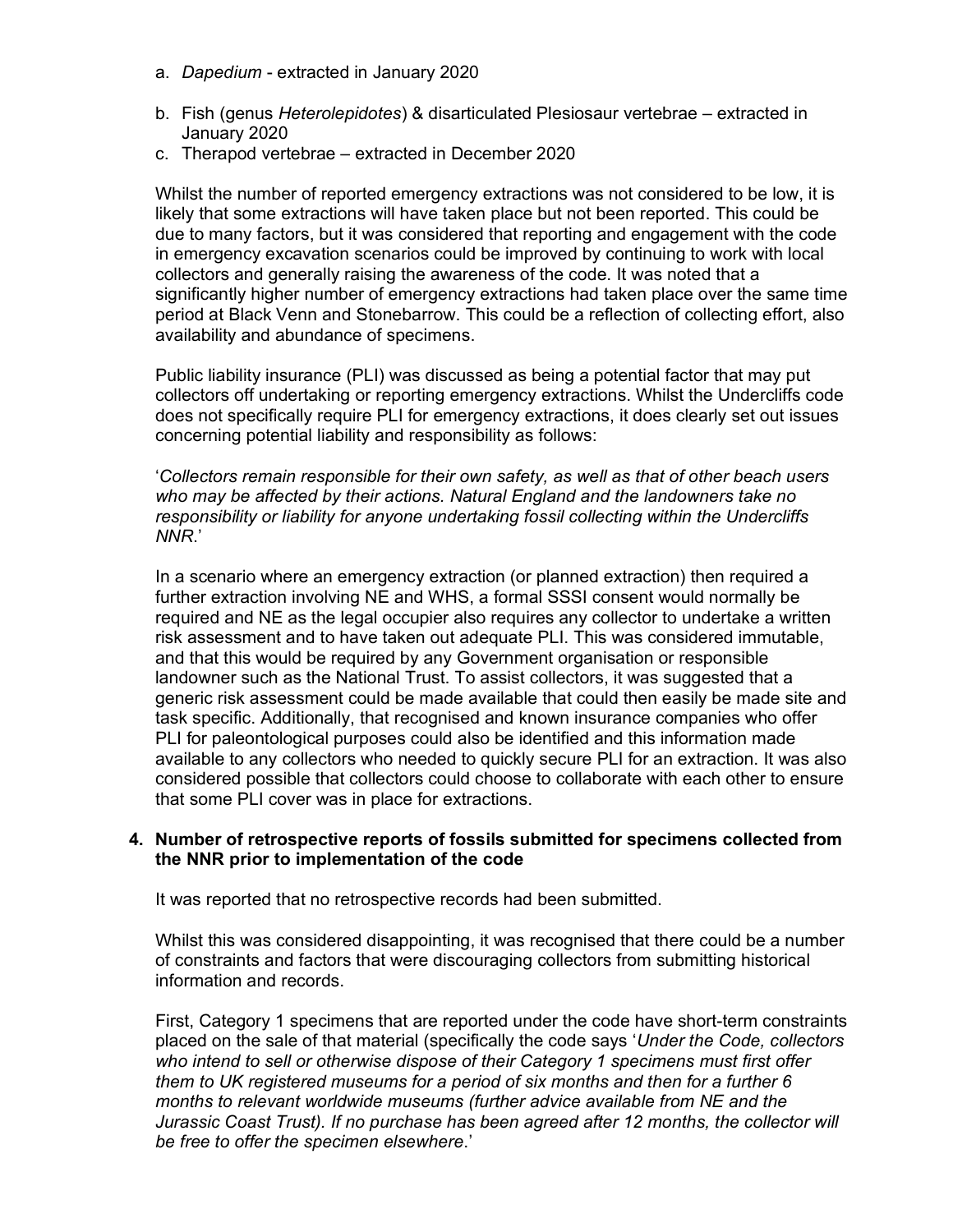a. *Dapedium* - extracted in January 2020

b. Fish (genus *Heterolepidotes*) & disarticulated Plesiosaur vertebrae – extracted in January 2020

c. Therapod vertebrae – extracted in December 2020

Whilst the number of reported emergency extractions was not considered to be low, it is likely that some extractions will have taken place but not been reported. This could be due to many factors, but it was considered that reporting and engagement with the code in emergency excavation scenarios could be improved by continuing to work with local collectors and generally raising the awareness of the code. It was noted that a significantly higher number of emergency extractions had taken place over the same time period at Black Venn and Stonebarrow. This could be a reflection of collecting effort, also availability and abundance of specimens.

Public liability insurance (PLI) was discussed as being a potential factor that may put collectors off undertaking or reporting emergency extractions. Whilst the Undercliffs code does not specifically require PLI for emergency extractions, it does clearly set out issues concerning potential liability and responsibility as follows:

'*Collectors remain responsible for their own safety, as well as that of other beach users who may be affected by their actions. Natural England and the landowners take no responsibility or liability for anyone undertaking fossil collecting within the Undercliffs NNR*.'

In a scenario where an emergency extraction (or planned extraction) then required a further extraction involving NE and WHS, a formal SSSI consent would normally be required and NE as the legal occupier also requires any collector to undertake a written risk assessment and to have taken out adequate PLI. This was considered immutable, and that this would be required by any Government organisation or responsible landowner such as the National Trust. To assist collectors, it was suggested that a generic risk assessment could be made available that could then easily be made site and task specific. Additionally, that recognised and known insurance companies who offer PLI for paleontological purposes could also be identified and this information made available to any collectors who needed to quickly secure PLI for an extraction. It was also considered possible that collectors could choose to collaborate with each other to ensure that some PLI cover was in place for extractions.

### 4. Number of retrospective reports of fossils submitted for specimens collected from the NNR prior to implementation of the code

It was reported that no retrospective records had been submitted.

Whilst this was considered disappointing, it was recognised that there could be a number of constraints and factors that were discouraging collectors from submitting historical information and records.

First, Category 1 specimens that are reported under the code have short-term constraints placed on the sale of that material (specifically the code says '*Under the Code, collectors who intend to sell or otherwise dispose of their Category 1 specimens must first offer them to UK registered museums for a period of six months and then for a further 6 months to relevant worldwide museums (further advice available from NE and the Jurassic Coast Trust). If no purchase has been agreed after 12 months, the collector will be free to offer the specimen elsewhere*.'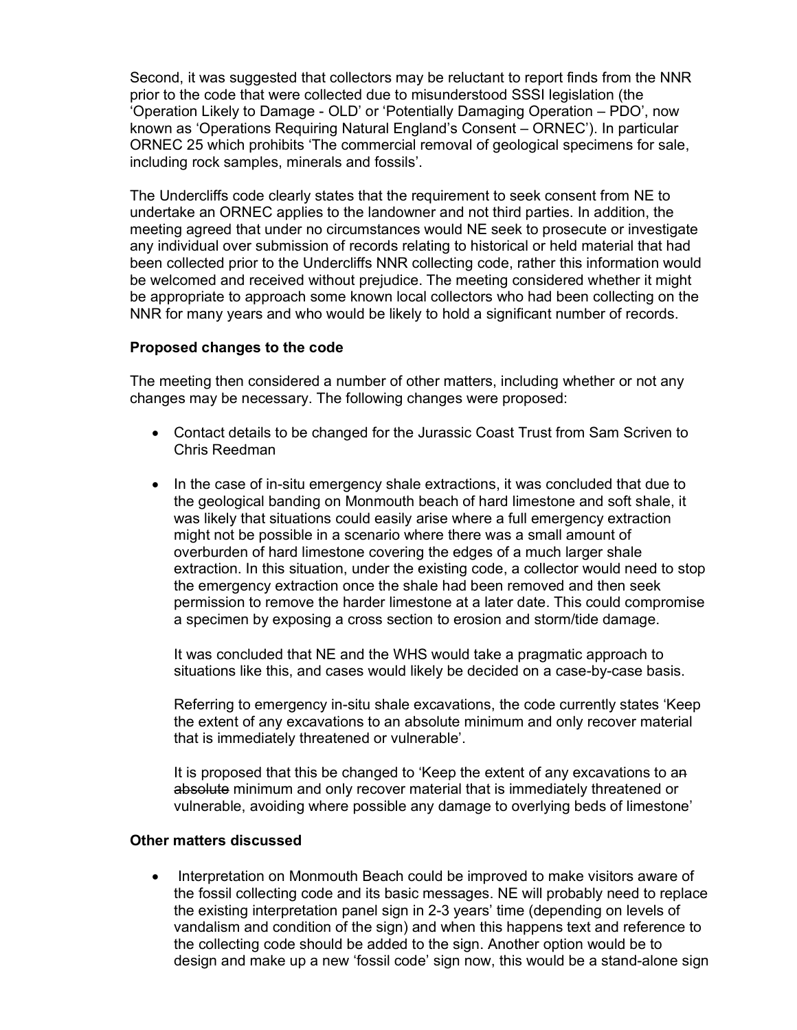Second, it was suggested that collectors may be reluctant to report finds from the NNR prior to the code that were collected due to misunderstood SSSI legislation (the 'Operation Likely to Damage - OLD' or 'Potentially Damaging Operation – PDO', now known as 'Operations Requiring Natural England's Consent – ORNEC'). In particular ORNEC 25 which prohibits 'The commercial removal of geological specimens for sale, including rock samples, minerals and fossils'.

The Undercliffs code clearly states that the requirement to seek consent from NE to undertake an ORNEC applies to the landowner and not third parties. In addition, the meeting agreed that under no circumstances would NE seek to prosecute or investigate any individual over submission of records relating to historical or held material that had been collected prior to the Undercliffs NNR collecting code, rather this information would be welcomed and received without prejudice. The meeting considered whether it might be appropriate to approach some known local collectors who had been collecting on the NNR for many years and who would be likely to hold a significant number of records.

**Proposed changes to the code**

The meeting then considered a number of other matters, including whether or not any changes may be necessary. The following changes were proposed:

- Contact details to be changed for the Jurassic Coast Trust from Sam Scriven to Chris Reedman

- In the case of in-situ emergency shale extractions, it was concluded that due to the geological banding on Monmouth beach of hard limestone and soft shale, it was likely that situations could easily arise where a full emergency extraction might not be possible in a scenario where there was a small amount of overburden of hard limestone covering the edges of a much larger shale extraction. In this situation, under the existing code, a collector would need to stop the emergency extraction once the shale had been removed and then seek permission to remove the harder limestone at a later date. This could compromise a specimen by exposing a cross section to erosion and storm/tide damage.

  It was concluded that NE and the WHS would take a pragmatic approach to situations like this, and cases would likely be decided on a case-by-case basis.

  Referring to emergency in-situ shale excavations, the code currently states 'Keep the extent of any excavations to an absolute minimum and only recover material that is immediately threatened or vulnerable'.

  It is proposed that this be changed to 'Keep the extent of any excavations to a~~n~~ ~~absolute~~ minimum and only recover material that is immediately threatened or vulnerable, avoiding where possible any damage to overlying beds of limestone'

**Other matters discussed**

- Interpretation on Monmouth Beach could be improved to make visitors aware of the fossil collecting code and its basic messages. NE will probably need to replace the existing interpretation panel sign in 2-3 years' time (depending on levels of vandalism and condition of the sign) and when this happens text and reference to the collecting code should be added to the sign. Another option would be to design and make up a new 'fossil code' sign now, this would be a stand-alone sign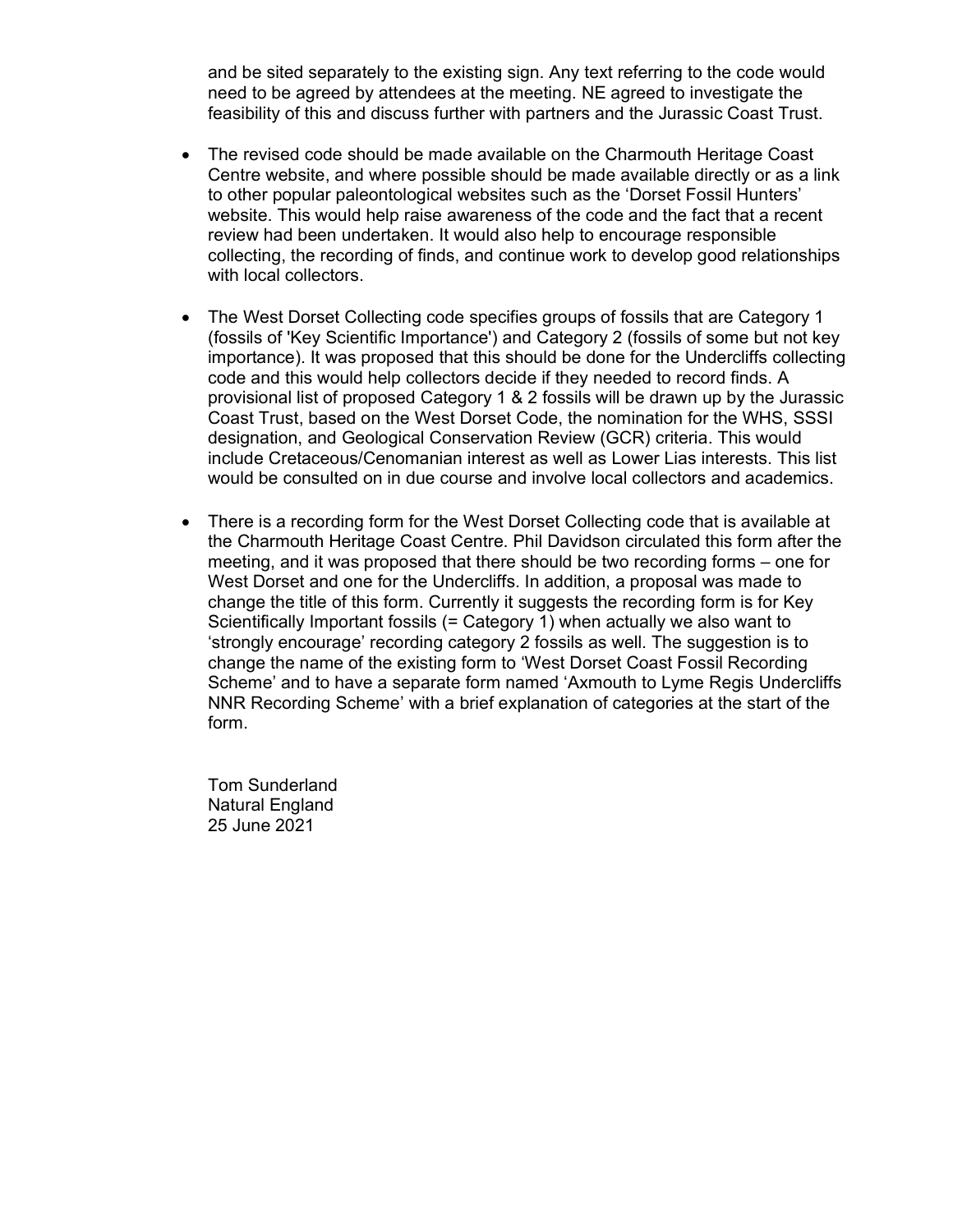and be sited separately to the existing sign. Any text referring to the code would need to be agreed by attendees at the meeting. NE agreed to investigate the feasibility of this and discuss further with partners and the Jurassic Coast Trust.

- The revised code should be made available on the Charmouth Heritage Coast Centre website, and where possible should be made available directly or as a link to other popular paleontological websites such as the 'Dorset Fossil Hunters' website. This would help raise awareness of the code and the fact that a recent review had been undertaken. It would also help to encourage responsible collecting, the recording of finds, and continue work to develop good relationships with local collectors.

- The West Dorset Collecting code specifies groups of fossils that are Category 1 (fossils of 'Key Scientific Importance') and Category 2 (fossils of some but not key importance). It was proposed that this should be done for the Undercliffs collecting code and this would help collectors decide if they needed to record finds. A provisional list of proposed Category 1 & 2 fossils will be drawn up by the Jurassic Coast Trust, based on the West Dorset Code, the nomination for the WHS, SSSI designation, and Geological Conservation Review (GCR) criteria. This would include Cretaceous/Cenomanian interest as well as Lower Lias interests. This list would be consulted on in due course and involve local collectors and academics.

- There is a recording form for the West Dorset Collecting code that is available at the Charmouth Heritage Coast Centre. Phil Davidson circulated this form after the meeting, and it was proposed that there should be two recording forms – one for West Dorset and one for the Undercliffs. In addition, a proposal was made to change the title of this form. Currently it suggests the recording form is for Key Scientifically Important fossils (= Category 1) when actually we also want to 'strongly encourage' recording category 2 fossils as well. The suggestion is to change the name of the existing form to 'West Dorset Coast Fossil Recording Scheme' and to have a separate form named 'Axmouth to Lyme Regis Undercliffs NNR Recording Scheme' with a brief explanation of categories at the start of the form.

Tom Sunderland  
Natural England  
25 June 2021